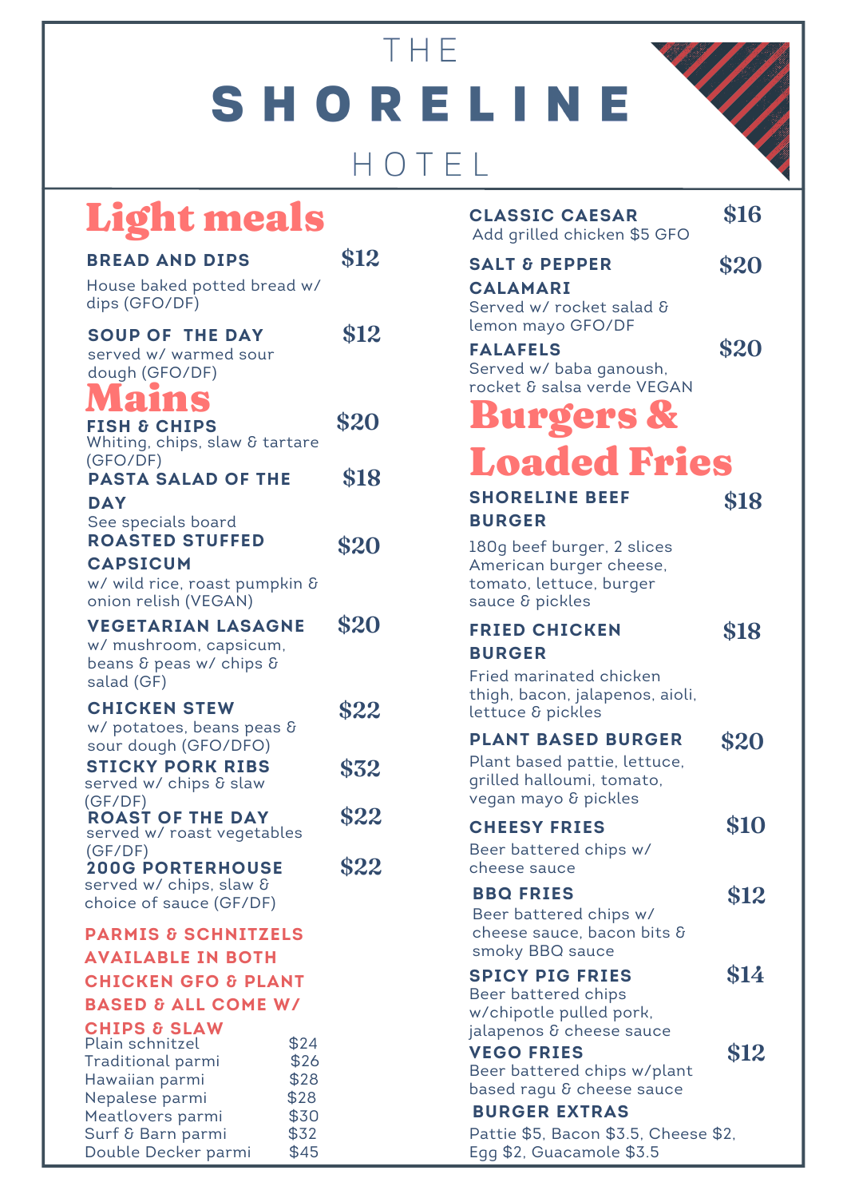# THE SHORELINE HOTEL

## Light meals

**BREAD AND DIPS** $12
House baked potted bread w/ dips (GFO/DF)

**SOUP OF THE DAY** $12
served w/ warmed sour dough (GFO/DF)

## Mains

**FISH & CHIPS** $20
Whiting, chips, slaw & tartare (GFO/DF)

**PASTA SALAD OF THE DAY** $18
See specials board

**ROASTED STUFFED CAPSICUM** $20
w/ wild rice, roast pumpkin & onion relish (VEGAN)

**VEGETARIAN LASAGNE** $20
w/ mushroom, capsicum, beans & peas w/ chips & salad (GF)

**CHICKEN STEW** $22
w/ potatoes, beans peas & sour dough (GFO/DFO)

**STICKY PORK RIBS** $32
served w/ chips & slaw (GF/DF)

**ROAST OF THE DAY** $22
served w/ roast vegetables (GF/DF)

**200G PORTERHOUSE** $22
served w/ chips, slaw & choice of sauce (GF/DF)

**PARMIS & SCHNITZELS AVAILABLE IN BOTH CHICKEN GFO & PLANT BASED & ALL COME W/ CHIPS & SLAW**

| | |
|---|---|
| Plain schnitzel | $24 |
| Traditional parmi | $26 |
| Hawaiian parmi | $28 |
| Nepalese parmi | $28 |
| Meatlovers parmi | $30 |
| Surf & Barn parmi | $32 |
| Double Decker parmi | $45 |

**CLASSIC CAESAR** $16
Add grilled chicken $5 GFO

**SALT & PEPPER CALAMARI** $20
Served w/ rocket salad & lemon mayo GFO/DF

**FALAFELS** $20
Served w/ baba ganoush, rocket & salsa verde VEGAN

## Burgers & Loaded Fries

**SHORELINE BEEF BURGER** $18
180g beef burger, 2 slices American burger cheese, tomato, lettuce, burger sauce & pickles

**FRIED CHICKEN BURGER** $18
Fried marinated chicken thigh, bacon, jalapenos, aioli, lettuce & pickles

**PLANT BASED BURGER** $20
Plant based pattie, lettuce, grilled halloumi, tomato, vegan mayo & pickles

**CHEESY FRIES** $10
Beer battered chips w/ cheese sauce

**BBQ FRIES** $12
Beer battered chips w/ cheese sauce, bacon bits & smoky BBQ sauce

**SPICY PIG FRIES** $14
Beer battered chips w/chipotle pulled pork, jalapenos & cheese sauce

**VEGO FRIES** $12
Beer battered chips w/plant based ragu & cheese sauce

**BURGER EXTRAS**
Pattie $5, Bacon $3.5, Cheese $2, Egg $2, Guacamole $3.5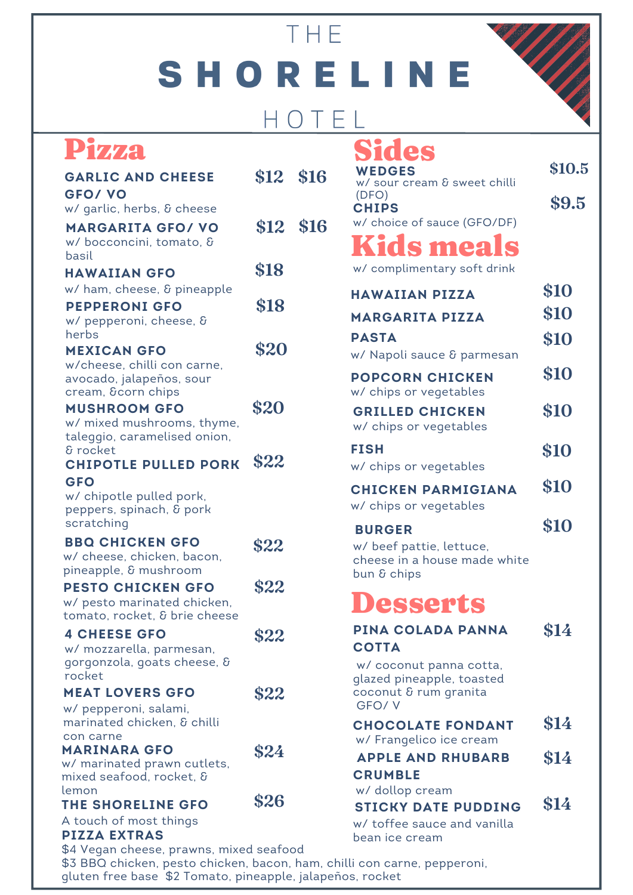# THE SHORELINE HOTEL

## Pizza

**GARLIC AND CHEESE GFO/ VO** $12 $16
w/ garlic, herbs, & cheese

**MARGARITA GFO/ VO** $12 $16
w/ bocconcini, tomato, & basil

**HAWAIIAN GFO** $18
w/ ham, cheese, & pineapple

**PEPPERONI GFO** $18
w/ pepperoni, cheese, & herbs

**MEXICAN GFO** $20
w/cheese, chilli con carne, avocado, jalapeños, sour cream, &corn chips

**MUSHROOM GFO** $20
w/ mixed mushrooms, thyme, taleggio, caramelised onion, & rocket

**CHIPOTLE PULLED PORK GFO** $22
w/ chipotle pulled pork, peppers, spinach, & pork scratching

**BBQ CHICKEN GFO** $22
w/ cheese, chicken, bacon, pineapple, & mushroom

**PESTO CHICKEN GFO** $22
w/ pesto marinated chicken, tomato, rocket, & brie cheese

**4 CHEESE GFO** $22
w/ mozzarella, parmesan, gorgonzola, goats cheese, & rocket

**MEAT LOVERS GFO** $22
w/ pepperoni, salami, marinated chicken, & chilli con carne

**MARINARA GFO** $24
w/ marinated prawn cutlets, mixed seafood, rocket, & lemon

**THE SHORELINE GFO** $26
A touch of most things

**PIZZA EXTRAS**
$4 Vegan cheese, prawns, mixed seafood
$3 BBQ chicken, pesto chicken, bacon, ham, chilli con carne, pepperoni, gluten free base $2 Tomato, pineapple, jalapeños, rocket

## Sides

**WEDGES** $10.5
w/ sour cream & sweet chilli (DFO)

**CHIPS** $9.5
w/ choice of sauce (GFO/DF)

## Kids meals

w/ complimentary soft drink

**HAWAIIAN PIZZA** $10

**MARGARITA PIZZA** $10

**PASTA** $10
w/ Napoli sauce & parmesan

**POPCORN CHICKEN** $10
w/ chips or vegetables

**GRILLED CHICKEN** $10
w/ chips or vegetables

**FISH** $10
w/ chips or vegetables

**CHICKEN PARMIGIANA** $10
w/ chips or vegetables

**BURGER** $10
w/ beef pattie, lettuce, cheese in a house made white bun & chips

## Desserts

**PINA COLADA PANNA COTTA** $14
w/ coconut panna cotta, glazed pineapple, toasted coconut & rum granita GFO/ V

**CHOCOLATE FONDANT** $14
w/ Frangelico ice cream

**APPLE AND RHUBARB CRUMBLE** $14
w/ dollop cream

**STICKY DATE PUDDING** $14
w/ toffee sauce and vanilla bean ice cream